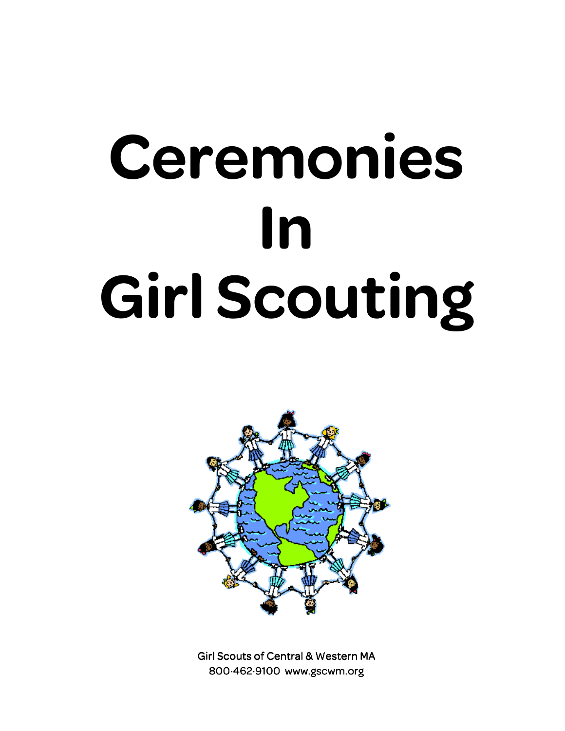# Ceremonies In Girl Scouting

Girl Scouts of Central & Western MA
800·462·9100 www.gscwm.org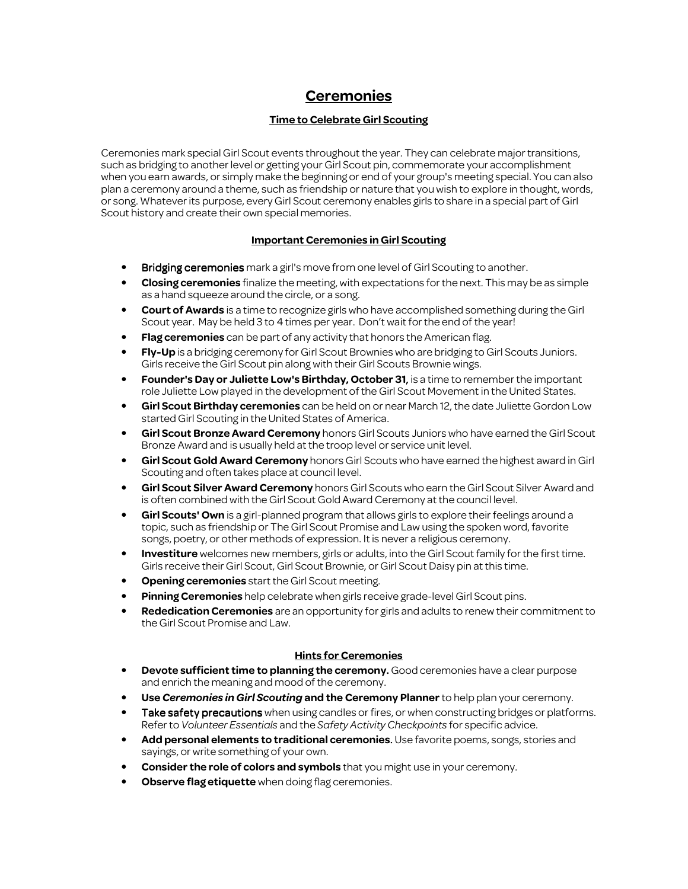# Ceremonies

## Time to Celebrate Girl Scouting

Ceremonies mark special Girl Scout events throughout the year. They can celebrate major transitions, such as bridging to another level or getting your Girl Scout pin, commemorate your accomplishment when you earn awards, or simply make the beginning or end of your group's meeting special. You can also plan a ceremony around a theme, such as friendship or nature that you wish to explore in thought, words, or song. Whatever its purpose, every Girl Scout ceremony enables girls to share in a special part of Girl Scout history and create their own special memories.

## Important Ceremonies in Girl Scouting

- **Bridging ceremonies** mark a girl's move from one level of Girl Scouting to another.
- **Closing ceremonies** finalize the meeting, with expectations for the next. This may be as simple as a hand squeeze around the circle, or a song.
- **Court of Awards** is a time to recognize girls who have accomplished something during the Girl Scout year. May be held 3 to 4 times per year. Don't wait for the end of the year!
- **Flag ceremonies** can be part of any activity that honors the American flag.
- **Fly-Up** is a bridging ceremony for Girl Scout Brownies who are bridging to Girl Scouts Juniors. Girls receive the Girl Scout pin along with their Girl Scouts Brownie wings.
- **Founder's Day or Juliette Low's Birthday, October 31,** is a time to remember the important role Juliette Low played in the development of the Girl Scout Movement in the United States.
- **Girl Scout Birthday ceremonies** can be held on or near March 12, the date Juliette Gordon Low started Girl Scouting in the United States of America.
- **Girl Scout Bronze Award Ceremony** honors Girl Scouts Juniors who have earned the Girl Scout Bronze Award and is usually held at the troop level or service unit level.
- **Girl Scout Gold Award Ceremony** honors Girl Scouts who have earned the highest award in Girl Scouting and often takes place at council level.
- **Girl Scout Silver Award Ceremony** honors Girl Scouts who earn the Girl Scout Silver Award and is often combined with the Girl Scout Gold Award Ceremony at the council level.
- **Girl Scouts' Own** is a girl-planned program that allows girls to explore their feelings around a topic, such as friendship or The Girl Scout Promise and Law using the spoken word, favorite songs, poetry, or other methods of expression. It is never a religious ceremony.
- **Investiture** welcomes new members, girls or adults, into the Girl Scout family for the first time. Girls receive their Girl Scout, Girl Scout Brownie, or Girl Scout Daisy pin at this time.
- **Opening ceremonies** start the Girl Scout meeting.
- **Pinning Ceremonies** help celebrate when girls receive grade-level Girl Scout pins.
- **Rededication Ceremonies** are an opportunity for girls and adults to renew their commitment to the Girl Scout Promise and Law.

## Hints for Ceremonies

- **Devote sufficient time to planning the ceremony.** Good ceremonies have a clear purpose and enrich the meaning and mood of the ceremony.
- **Use *Ceremonies in Girl Scouting* and the Ceremony Planner** to help plan your ceremony.
- **Take safety precautions** when using candles or fires, or when constructing bridges or platforms. Refer to *Volunteer Essentials* and the *Safety Activity Checkpoints* for specific advice.
- **Add personal elements to traditional ceremonies.** Use favorite poems, songs, stories and sayings, or write something of your own.
- **Consider the role of colors and symbols** that you might use in your ceremony.
- **Observe flag etiquette** when doing flag ceremonies.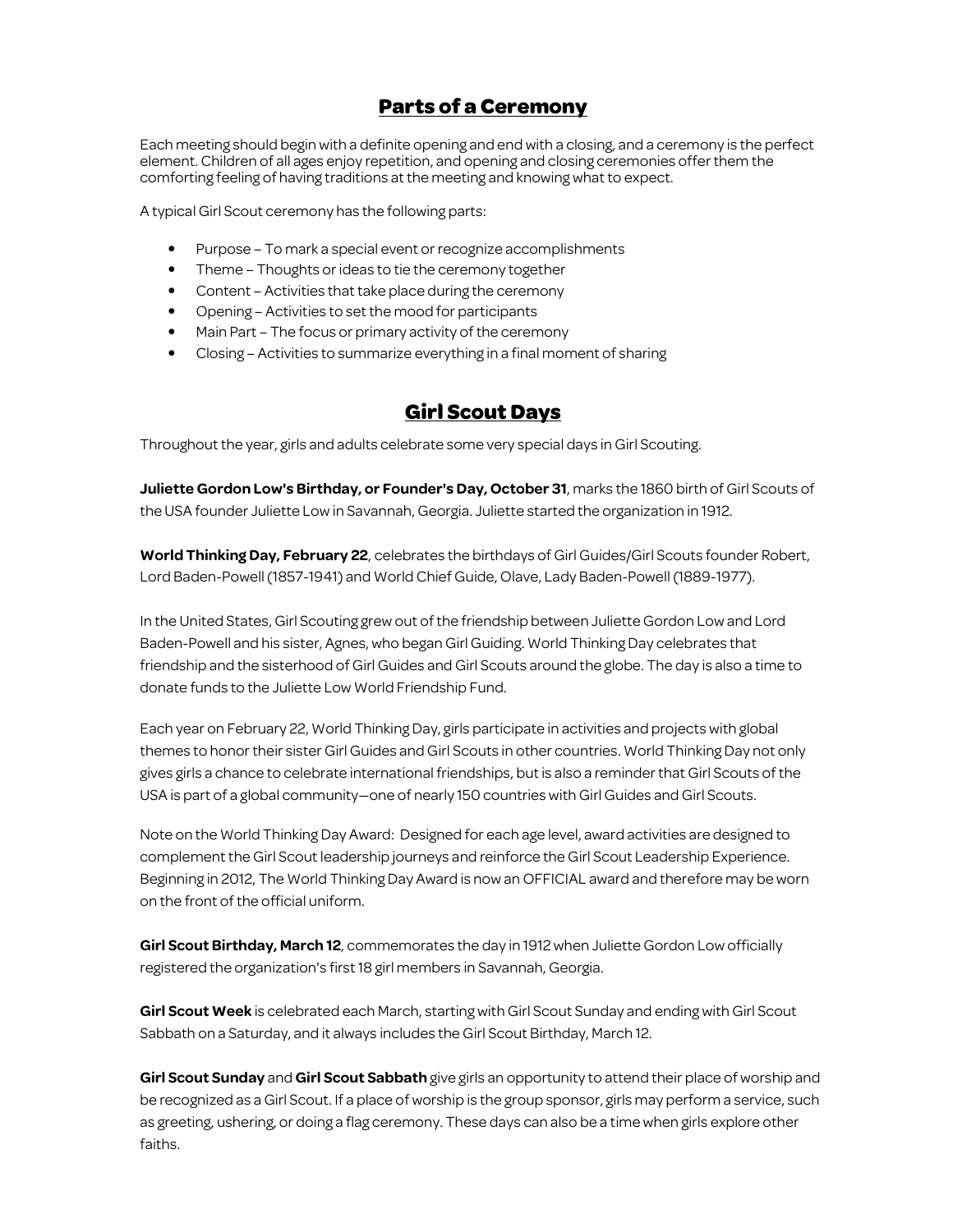## Parts of a Ceremony

Each meeting should begin with a definite opening and end with a closing, and a ceremony is the perfect element. Children of all ages enjoy repetition, and opening and closing ceremonies offer them the comforting feeling of having traditions at the meeting and knowing what to expect.

A typical Girl Scout ceremony has the following parts:

- Purpose – To mark a special event or recognize accomplishments
- Theme – Thoughts or ideas to tie the ceremony together
- Content – Activities that take place during the ceremony
- Opening – Activities to set the mood for participants
- Main Part – The focus or primary activity of the ceremony
- Closing – Activities to summarize everything in a final moment of sharing

## Girl Scout Days

Throughout the year, girls and adults celebrate some very special days in Girl Scouting.

**Juliette Gordon Low's Birthday, or Founder's Day, October 31**, marks the 1860 birth of Girl Scouts of the USA founder Juliette Low in Savannah, Georgia. Juliette started the organization in 1912.

**World Thinking Day, February 22**, celebrates the birthdays of Girl Guides/Girl Scouts founder Robert, Lord Baden-Powell (1857-1941) and World Chief Guide, Olave, Lady Baden-Powell (1889-1977).

In the United States, Girl Scouting grew out of the friendship between Juliette Gordon Low and Lord Baden-Powell and his sister, Agnes, who began Girl Guiding. World Thinking Day celebrates that friendship and the sisterhood of Girl Guides and Girl Scouts around the globe. The day is also a time to donate funds to the Juliette Low World Friendship Fund.

Each year on February 22, World Thinking Day, girls participate in activities and projects with global themes to honor their sister Girl Guides and Girl Scouts in other countries. World Thinking Day not only gives girls a chance to celebrate international friendships, but is also a reminder that Girl Scouts of the USA is part of a global community—one of nearly 150 countries with Girl Guides and Girl Scouts.

Note on the World Thinking Day Award: Designed for each age level, award activities are designed to complement the Girl Scout leadership journeys and reinforce the Girl Scout Leadership Experience. Beginning in 2012, The World Thinking Day Award is now an OFFICIAL award and therefore may be worn on the front of the official uniform.

**Girl Scout Birthday, March 12**, commemorates the day in 1912 when Juliette Gordon Low officially registered the organization's first 18 girl members in Savannah, Georgia.

**Girl Scout Week** is celebrated each March, starting with Girl Scout Sunday and ending with Girl Scout Sabbath on a Saturday, and it always includes the Girl Scout Birthday, March 12.

**Girl Scout Sunday** and **Girl Scout Sabbath** give girls an opportunity to attend their place of worship and be recognized as a Girl Scout. If a place of worship is the group sponsor, girls may perform a service, such as greeting, ushering, or doing a flag ceremony. These days can also be a time when girls explore other faiths.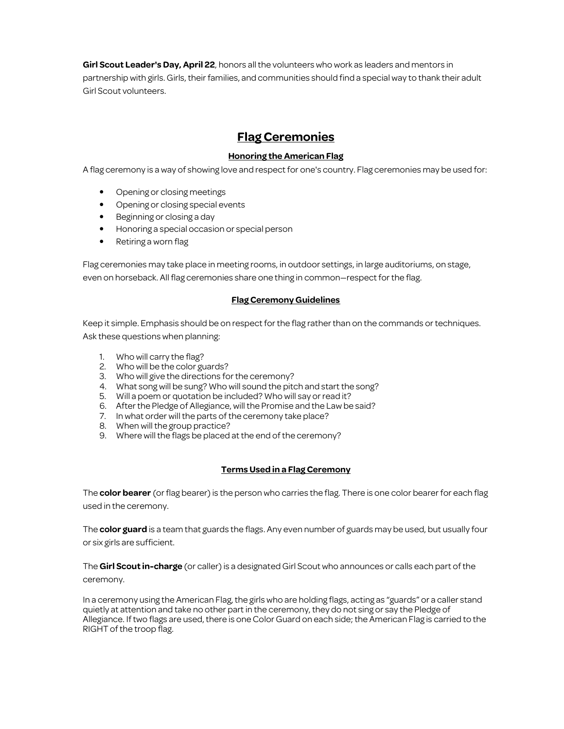**Girl Scout Leader's Day, April 22**, honors all the volunteers who work as leaders and mentors in partnership with girls. Girls, their families, and communities should find a special way to thank their adult Girl Scout volunteers.

# Flag Ceremonies

## Honoring the American Flag

A flag ceremony is a way of showing love and respect for one's country. Flag ceremonies may be used for:

- Opening or closing meetings
- Opening or closing special events
- Beginning or closing a day
- Honoring a special occasion or special person
- Retiring a worn flag

Flag ceremonies may take place in meeting rooms, in outdoor settings, in large auditoriums, on stage, even on horseback. All flag ceremonies share one thing in common—respect for the flag.

## Flag Ceremony Guidelines

Keep it simple. Emphasis should be on respect for the flag rather than on the commands or techniques. Ask these questions when planning:

1. Who will carry the flag?
2. Who will be the color guards?
3. Who will give the directions for the ceremony?
4. What song will be sung? Who will sound the pitch and start the song?
5. Will a poem or quotation be included? Who will say or read it?
6. After the Pledge of Allegiance, will the Promise and the Law be said?
7. In what order will the parts of the ceremony take place?
8. When will the group practice?
9. Where will the flags be placed at the end of the ceremony?

## Terms Used in a Flag Ceremony

The **color bearer** (or flag bearer) is the person who carries the flag. There is one color bearer for each flag used in the ceremony.

The **color guard** is a team that guards the flags. Any even number of guards may be used, but usually four or six girls are sufficient.

The **Girl Scout in-charge** (or caller) is a designated Girl Scout who announces or calls each part of the ceremony.

In a ceremony using the American Flag, the girls who are holding flags, acting as "guards" or a caller stand quietly at attention and take no other part in the ceremony, they do not sing or say the Pledge of Allegiance. If two flags are used, there is one Color Guard on each side; the American Flag is carried to the RIGHT of the troop flag.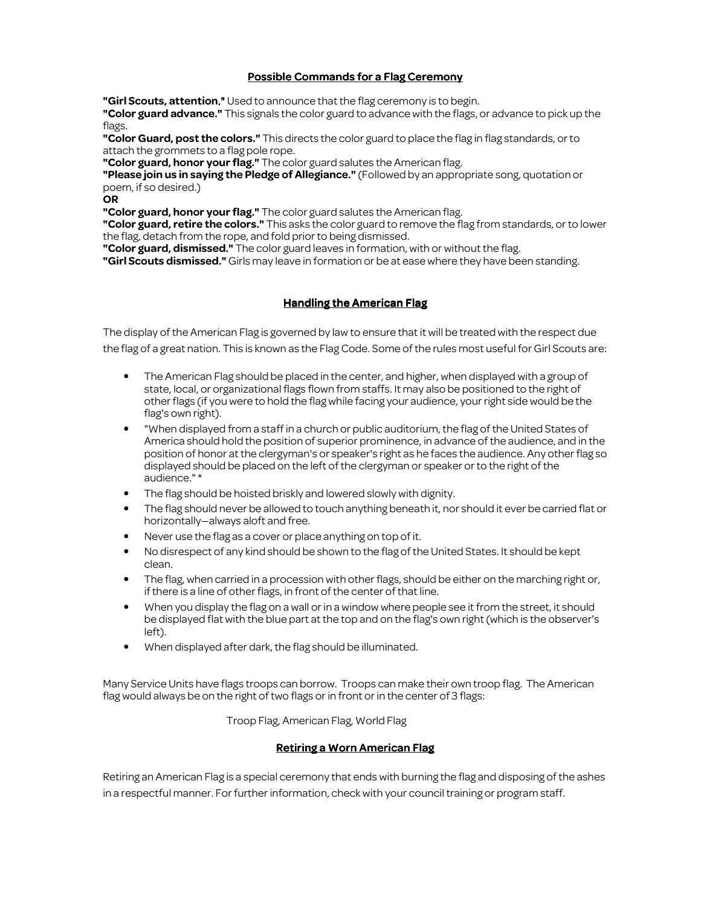## Possible Commands for a Flag Ceremony

**"Girl Scouts, attention."** Used to announce that the flag ceremony is to begin.
**"Color guard advance."** This signals the color guard to advance with the flags, or advance to pick up the flags.
**"Color Guard, post the colors."** This directs the color guard to place the flag in flag standards, or to attach the grommets to a flag pole rope.
**"Color guard, honor your flag."** The color guard salutes the American flag.
**"Please join us in saying the Pledge of Allegiance."** (Followed by an appropriate song, quotation or poem, if so desired.)
**OR**
**"Color guard, honor your flag."** The color guard salutes the American flag.
**"Color guard, retire the colors."** This asks the color guard to remove the flag from standards, or to lower the flag, detach from the rope, and fold prior to being dismissed.
**"Color guard, dismissed."** The color guard leaves in formation, with or without the flag.
**"Girl Scouts dismissed."** Girls may leave in formation or be at ease where they have been standing.

## Handling the American Flag

The display of the American Flag is governed by law to ensure that it will be treated with the respect due the flag of a great nation. This is known as the Flag Code. Some of the rules most useful for Girl Scouts are:

- The American Flag should be placed in the center, and higher, when displayed with a group of state, local, or organizational flags flown from staffs. It may also be positioned to the right of other flags (if you were to hold the flag while facing your audience, your right side would be the flag's own right).
- "When displayed from a staff in a church or public auditorium, the flag of the United States of America should hold the position of superior prominence, in advance of the audience, and in the position of honor at the clergyman's or speaker's right as he faces the audience. Any other flag so displayed should be placed on the left of the clergyman or speaker or to the right of the audience." *
- The flag should be hoisted briskly and lowered slowly with dignity.
- The flag should never be allowed to touch anything beneath it, nor should it ever be carried flat or horizontally—always aloft and free.
- Never use the flag as a cover or place anything on top of it.
- No disrespect of any kind should be shown to the flag of the United States. It should be kept clean.
- The flag, when carried in a procession with other flags, should be either on the marching right or, if there is a line of other flags, in front of the center of that line.
- When you display the flag on a wall or in a window where people see it from the street, it should be displayed flat with the blue part at the top and on the flag's own right (which is the observer's left).
- When displayed after dark, the flag should be illuminated.

Many Service Units have flags troops can borrow. Troops can make their own troop flag. The American flag would always be on the right of two flags or in front or in the center of 3 flags:

Troop Flag, American Flag, World Flag

## Retiring a Worn American Flag

Retiring an American Flag is a special ceremony that ends with burning the flag and disposing of the ashes in a respectful manner. For further information, check with your council training or program staff.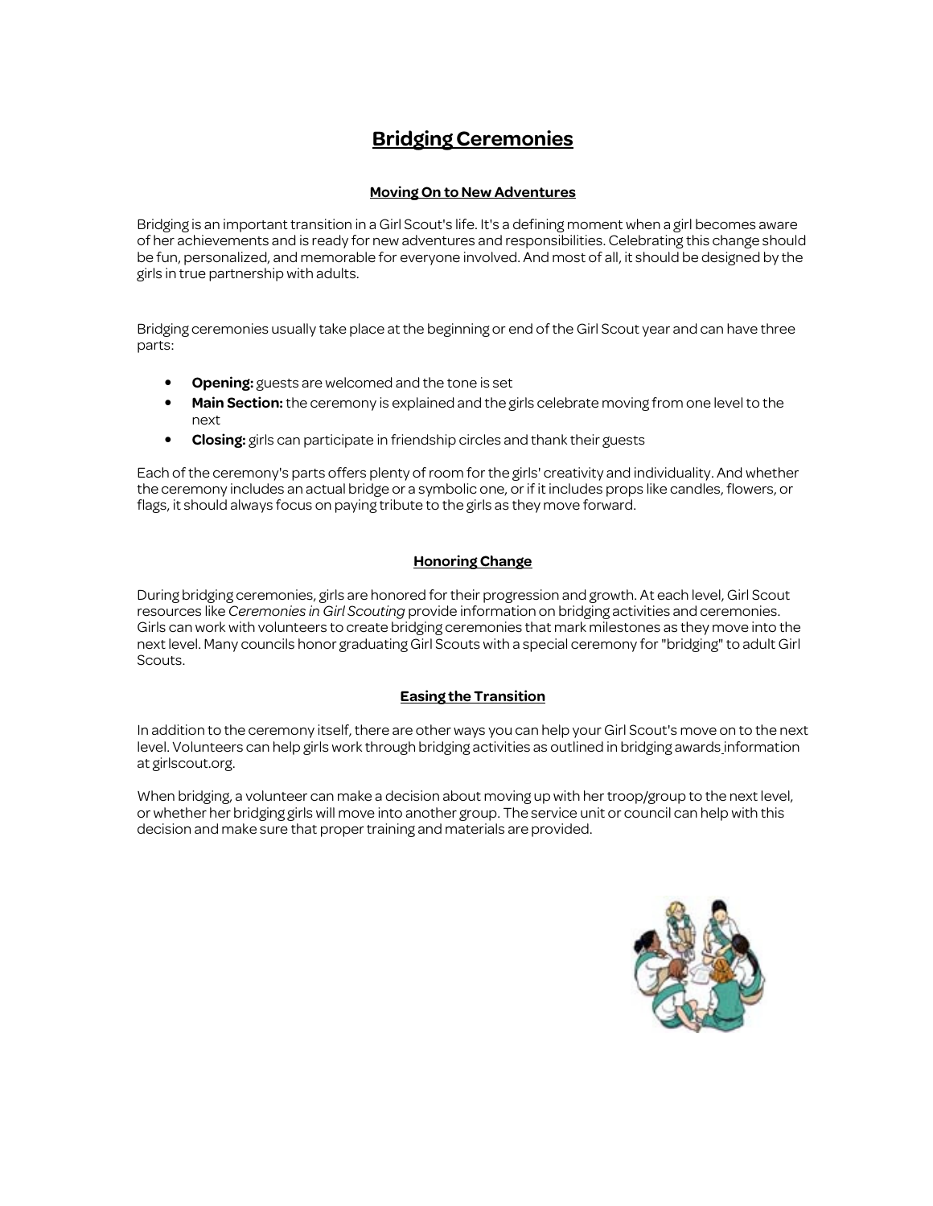# Bridging Ceremonies

## Moving On to New Adventures

Bridging is an important transition in a Girl Scout's life. It's a defining moment when a girl becomes aware of her achievements and is ready for new adventures and responsibilities. Celebrating this change should be fun, personalized, and memorable for everyone involved. And most of all, it should be designed by the girls in true partnership with adults.

Bridging ceremonies usually take place at the beginning or end of the Girl Scout year and can have three parts:

- **Opening:** guests are welcomed and the tone is set
- **Main Section:** the ceremony is explained and the girls celebrate moving from one level to the next
- **Closing:** girls can participate in friendship circles and thank their guests

Each of the ceremony's parts offers plenty of room for the girls' creativity and individuality. And whether the ceremony includes an actual bridge or a symbolic one, or if it includes props like candles, flowers, or flags, it should always focus on paying tribute to the girls as they move forward.

## Honoring Change

During bridging ceremonies, girls are honored for their progression and growth. At each level, Girl Scout resources like *Ceremonies in Girl Scouting* provide information on bridging activities and ceremonies. Girls can work with volunteers to create bridging ceremonies that mark milestones as they move into the next level. Many councils honor graduating Girl Scouts with a special ceremony for "bridging" to adult Girl Scouts.

## Easing the Transition

In addition to the ceremony itself, there are other ways you can help your Girl Scout's move on to the next level. Volunteers can help girls work through bridging activities as outlined in bridging awards information at girlscout.org.

When bridging, a volunteer can make a decision about moving up with her troop/group to the next level, or whether her bridging girls will move into another group. The service unit or council can help with this decision and make sure that proper training and materials are provided.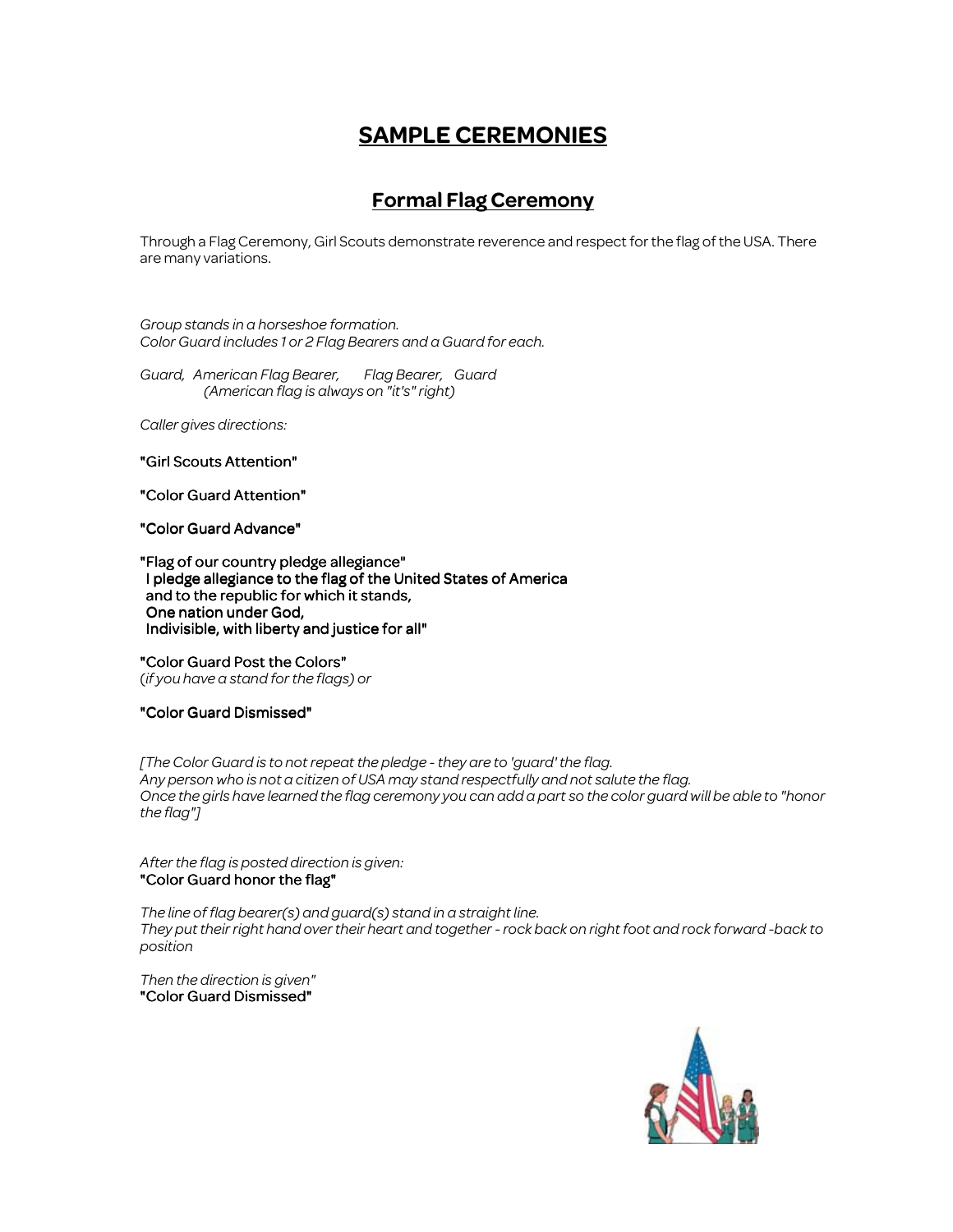# SAMPLE CEREMONIES

## Formal Flag Ceremony

Through a Flag Ceremony, Girl Scouts demonstrate reverence and respect for the flag of the USA. There are many variations.

*Group stands in a horseshoe formation.*
*Color Guard includes 1 or 2 Flag Bearers and a Guard for each.*

*Guard, American Flag Bearer, Flag Bearer, Guard*
*(American flag is always on "it's" right)*

*Caller gives directions:*

"Girl Scouts Attention"

"Color Guard Attention"

"Color Guard Advance"

"Flag of our country pledge allegiance"
I pledge allegiance to the flag of the United States of America
and to the republic for which it stands,
One nation under God,
Indivisible, with liberty and justice for all"

"Color Guard Post the Colors"
(*if you have a stand for the flags) or*

"Color Guard Dismissed"

*[The Color Guard is to not repeat the pledge - they are to 'guard' the flag.*
*Any person who is not a citizen of USA may stand respectfully and not salute the flag.*
*Once the girls have learned the flag ceremony you can add a part so the color guard will be able to "honor the flag"]*

*After the flag is posted direction is given:*
"Color Guard honor the flag"

*The line of flag bearer(s) and guard(s) stand in a straight line.*
*They put their right hand over their heart and together - rock back on right foot and rock forward -back to position*

*Then the direction is given"*
"Color Guard Dismissed"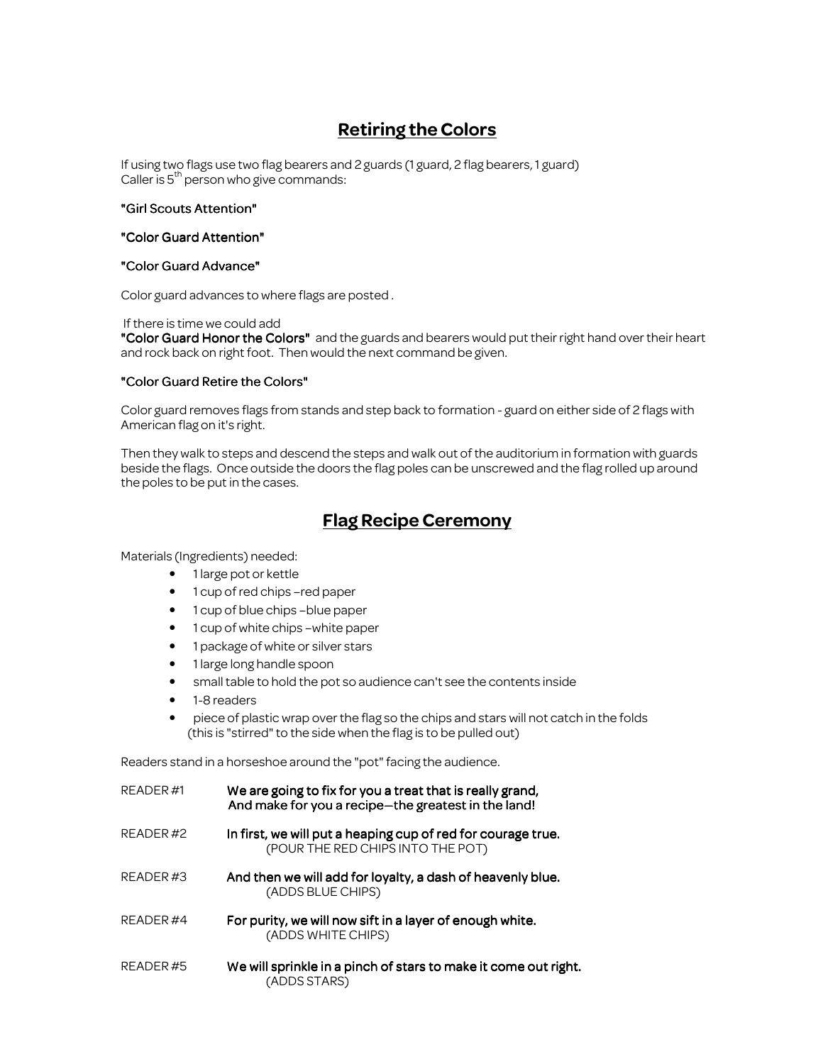## Retiring the Colors

If using two flags use two flag bearers and 2 guards (1 guard, 2 flag bearers, 1 guard)
Caller is 5th person who give commands:

**"Girl Scouts Attention"**

**"Color Guard Attention"**

**"Color Guard Advance"**

Color guard advances to where flags are posted .

If there is time we could add
**"Color Guard Honor the Colors"** and the guards and bearers would put their right hand over their heart and rock back on right foot. Then would the next command be given.

**"Color Guard Retire the Colors"**

Color guard removes flags from stands and step back to formation - guard on either side of 2 flags with American flag on it's right.

Then they walk to steps and descend the steps and walk out of the auditorium in formation with guards beside the flags. Once outside the doors the flag poles can be unscrewed and the flag rolled up around the poles to be put in the cases.

## Flag Recipe Ceremony

Materials (Ingredients) needed:

- 1 large pot or kettle
- 1 cup of red chips –red paper
- 1 cup of blue chips –blue paper
- 1 cup of white chips –white paper
- 1 package of white or silver stars
- 1 large long handle spoon
- small table to hold the pot so audience can't see the contents inside
- 1-8 readers
- piece of plastic wrap over the flag so the chips and stars will not catch in the folds (this is "stirred" to the side when the flag is to be pulled out)

Readers stand in a horseshoe around the "pot" facing the audience.

READER #1 **We are going to fix for you a treat that is really grand,**
**And make for you a recipe—the greatest in the land!**

READER #2 **In first, we will put a heaping cup of red for courage true.**
(POUR THE RED CHIPS INTO THE POT)

READER #3 **And then we will add for loyalty, a dash of heavenly blue.**
(ADDS BLUE CHIPS)

READER #4 **For purity, we will now sift in a layer of enough white.**
(ADDS WHITE CHIPS)

READER #5 **We will sprinkle in a pinch of stars to make it come out right.**
(ADDS STARS)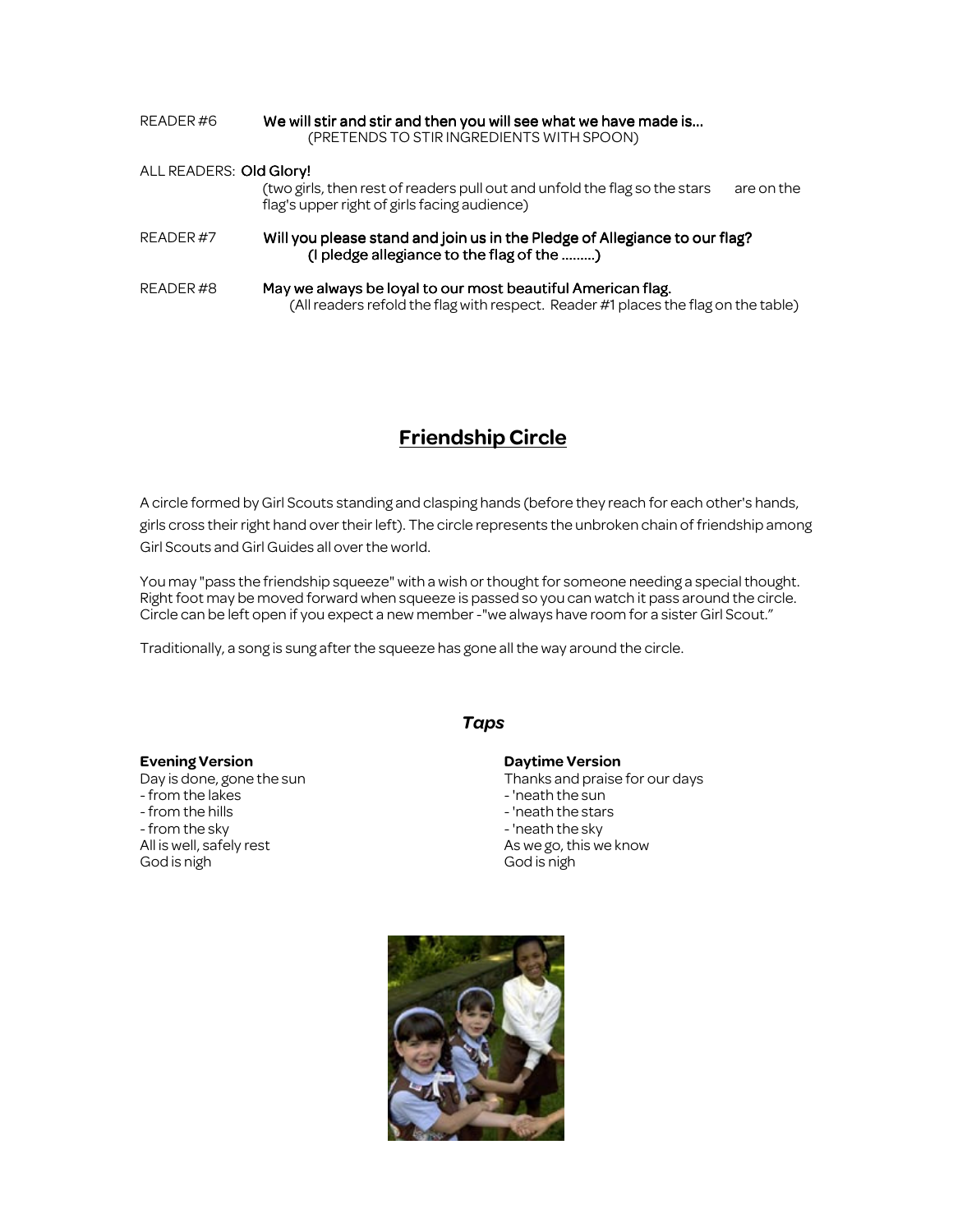READER #6 **We will stir and stir and then you will see what we have made is…**
(PRETENDS TO STIR INGREDIENTS WITH SPOON)

ALL READERS: **Old Glory!**
(two girls, then rest of readers pull out and unfold the flag so the stars are on the flag's upper right of girls facing audience)

READER #7 **Will you please stand and join us in the Pledge of Allegiance to our flag?**
**(I pledge allegiance to the flag of the ………)**

READER #8 **May we always be loyal to our most beautiful American flag.**
(All readers refold the flag with respect. Reader #1 places the flag on the table)

## Friendship Circle

A circle formed by Girl Scouts standing and clasping hands (before they reach for each other's hands, girls cross their right hand over their left). The circle represents the unbroken chain of friendship among Girl Scouts and Girl Guides all over the world.

You may "pass the friendship squeeze" with a wish or thought for someone needing a special thought. Right foot may be moved forward when squeeze is passed so you can watch it pass around the circle. Circle can be left open if you expect a new member -"we always have room for a sister Girl Scout."

Traditionally, a song is sung after the squeeze has gone all the way around the circle.

### *Taps*

**Evening Version**
Day is done, gone the sun
- from the lakes
- from the hills
- from the sky
All is well, safely rest
God is nigh

**Daytime Version**
Thanks and praise for our days
- 'neath the sun
- 'neath the stars
- 'neath the sky
As we go, this we know
God is nigh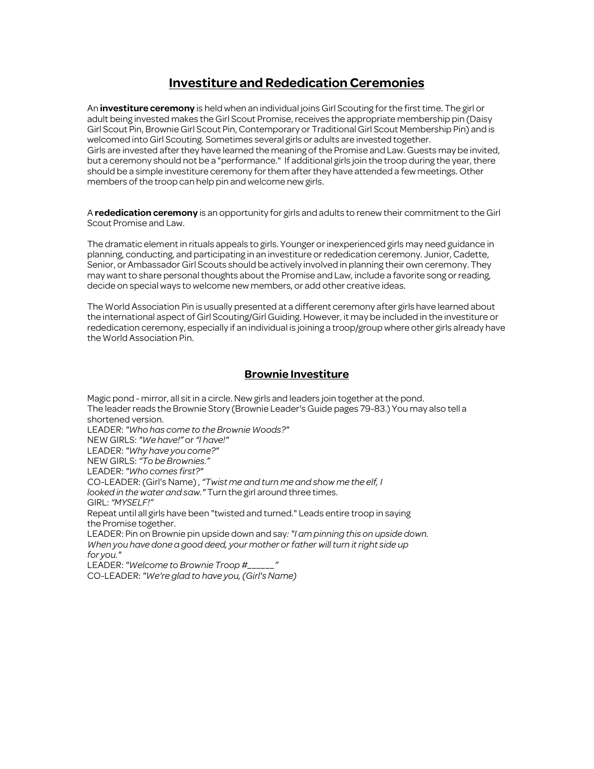## Investiture and Rededication Ceremonies

An **investiture ceremony** is held when an individual joins Girl Scouting for the first time. The girl or adult being invested makes the Girl Scout Promise, receives the appropriate membership pin (Daisy Girl Scout Pin, Brownie Girl Scout Pin, Contemporary or Traditional Girl Scout Membership Pin) and is welcomed into Girl Scouting. Sometimes several girls or adults are invested together.
Girls are invested after they have learned the meaning of the Promise and Law. Guests may be invited, but a ceremony should not be a "performance." If additional girls join the troop during the year, there should be a simple investiture ceremony for them after they have attended a few meetings. Other members of the troop can help pin and welcome new girls.

A **rededication ceremony** is an opportunity for girls and adults to renew their commitment to the Girl Scout Promise and Law.

The dramatic element in rituals appeals to girls. Younger or inexperienced girls may need guidance in planning, conducting, and participating in an investiture or rededication ceremony. Junior, Cadette, Senior, or Ambassador Girl Scouts should be actively involved in planning their own ceremony. They may want to share personal thoughts about the Promise and Law, include a favorite song or reading, decide on special ways to welcome new members, or add other creative ideas.

The World Association Pin is usually presented at a different ceremony after girls have learned about the international aspect of Girl Scouting/Girl Guiding. However, it may be included in the investiture or rededication ceremony, especially if an individual is joining a troop/group where other girls already have the World Association Pin.

## Brownie Investiture

Magic pond - mirror, all sit in a circle. New girls and leaders join together at the pond.
The leader reads the Brownie Story (Brownie Leader's Guide pages 79-83.) You may also tell a shortened version.
LEADER: *"Who has come to the Brownie Woods?"*
NEW GIRLS: *"We have!"* or *"I have!"*
LEADER: *"Why have you come?"*
NEW GIRLS: *"To be Brownies."*
LEADER: *"Who comes first?"*
CO-LEADER: (Girl's Name) , *"Twist me and turn me and show me the elf, I looked in the water and saw."* Turn the girl around three times.
GIRL: *"MYSELF!"*
Repeat until all girls have been "twisted and turned." Leads entire troop in saying the Promise together.
LEADER: Pin on Brownie pin upside down and say: *"I am pinning this on upside down. When you have done a good deed, your mother or father will turn it right side up for you."*
LEADER: *"Welcome to Brownie Troop #_____"*
CO-LEADER: *"We're glad to have you, (Girl's Name)*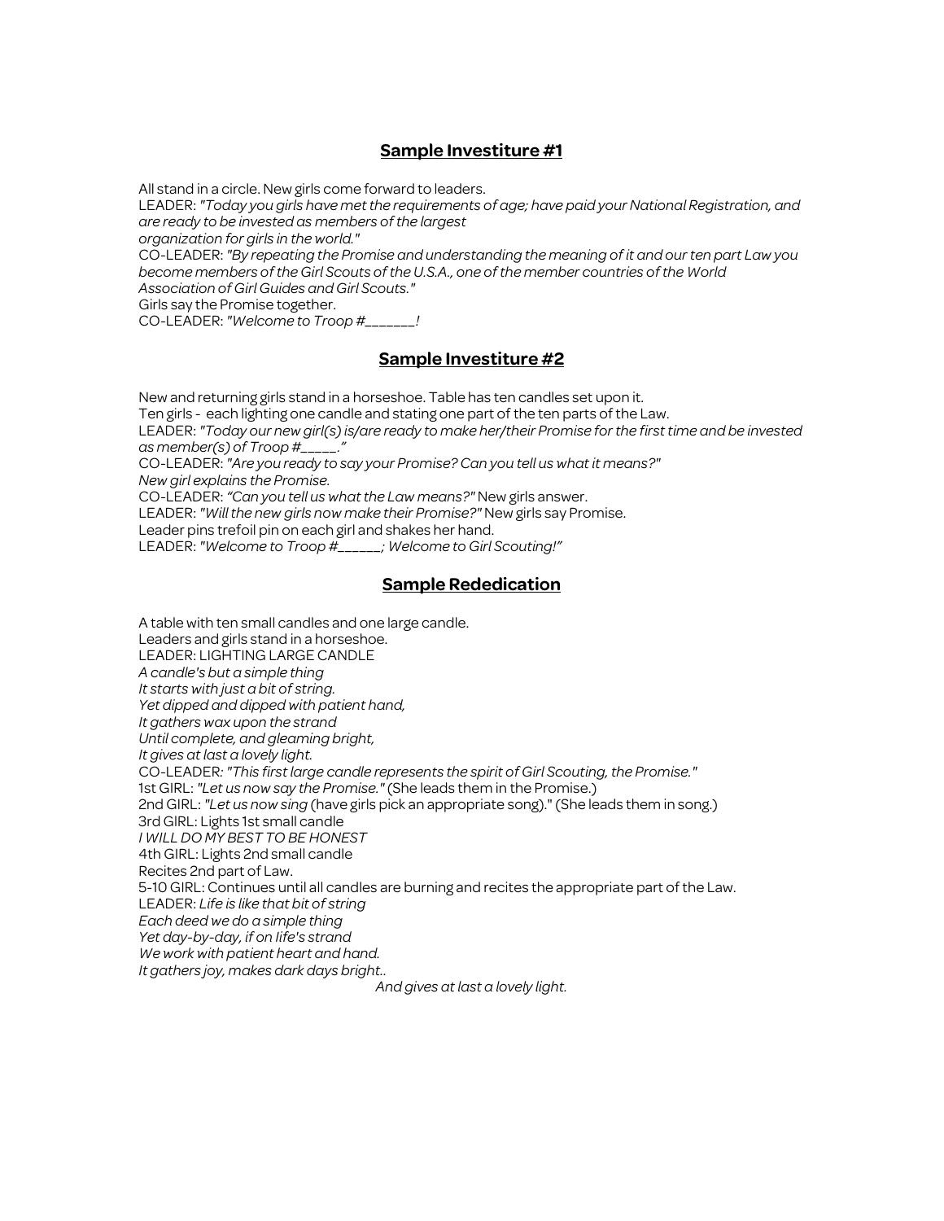## Sample Investiture #1

All stand in a circle. New girls come forward to leaders.
LEADER: *"Today you girls have met the requirements of age; have paid your National Registration, and are ready to be invested as members of the largest organization for girls in the world."*
CO-LEADER: *"By repeating the Promise and understanding the meaning of it and our ten part Law you become members of the Girl Scouts of the U.S.A., one of the member countries of the World Association of Girl Guides and Girl Scouts."*
Girls say the Promise together.
CO-LEADER: *"Welcome to Troop #_______!*

## Sample Investiture #2

New and returning girls stand in a horseshoe. Table has ten candles set upon it.
Ten girls - each lighting one candle and stating one part of the ten parts of the Law.
LEADER: *"Today our new girl(s) is/are ready to make her/their Promise for the first time and be invested as member(s) of Troop #_____."*
CO-LEADER: *"Are you ready to say your Promise? Can you tell us what it means?"*
*New girl explains the Promise.*
CO-LEADER: *"Can you tell us what the Law means?"* New girls answer.
LEADER: *"Will the new girls now make their Promise?"* New girls say Promise.
Leader pins trefoil pin on each girl and shakes her hand.
LEADER: *"Welcome to Troop #______; Welcome to Girl Scouting!"*

## Sample Rededication

A table with ten small candles and one large candle.
Leaders and girls stand in a horseshoe.
LEADER: LIGHTING LARGE CANDLE
*A candle's but a simple thing*
*It starts with just a bit of string.*
*Yet dipped and dipped with patient hand,*
*It gathers wax upon the strand*
*Until complete, and gleaming bright,*
*It gives at last a lovely light.*
CO-LEADER: *"This first large candle represents the spirit of Girl Scouting, the Promise."*
1st GIRL: *"Let us now say the Promise."* (She leads them in the Promise.)
2nd GIRL: *"Let us now sing* (have girls pick an appropriate song)." (She leads them in song.)
3rd GIRL: Lights 1st small candle
*I WILL DO MY BEST TO BE HONEST*
4th GIRL: Lights 2nd small candle
Recites 2nd part of Law.
5-10 GIRL: Continues until all candles are burning and recites the appropriate part of the Law.
LEADER: *Life is like that bit of string*
*Each deed we do a simple thing*
*Yet day-by-day, if on life's strand*
*We work with patient heart and hand.*
*It gathers joy, makes dark days bright..*
*And gives at last a lovely light.*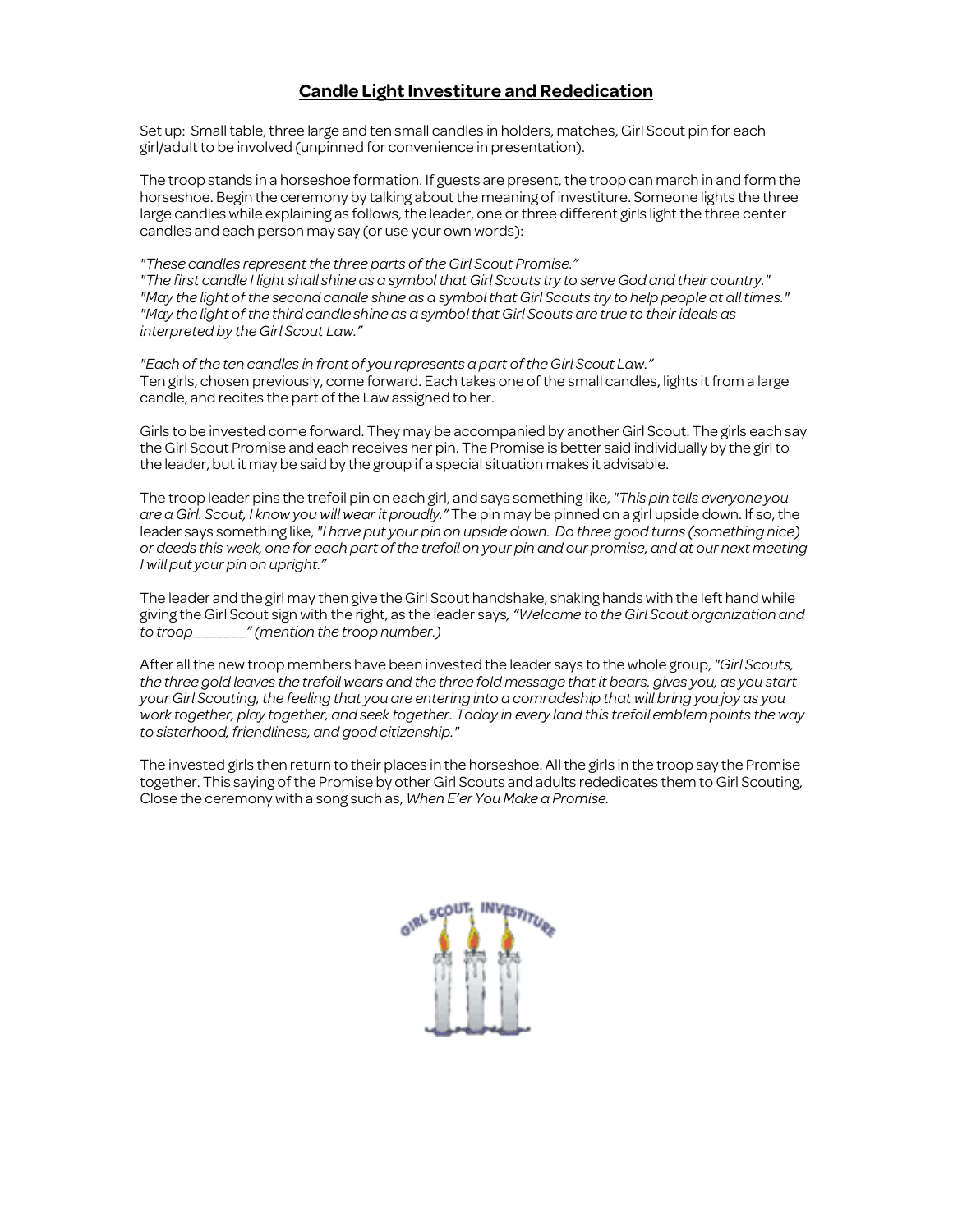## Candle Light Investiture and Rededication

Set up: Small table, three large and ten small candles in holders, matches, Girl Scout pin for each girl/adult to be involved (unpinned for convenience in presentation).

The troop stands in a horseshoe formation. If guests are present, the troop can march in and form the horseshoe. Begin the ceremony by talking about the meaning of investiture. Someone lights the three large candles while explaining as follows, the leader, one or three different girls light the three center candles and each person may say (or use your own words):

*"These candles represent the three parts of the Girl Scout Promise."*
*"The first candle I light shall shine as a symbol that Girl Scouts try to serve God and their country."*
*"May the light of the second candle shine as a symbol that Girl Scouts try to help people at all times."*
*"May the light of the third candle shine as a symbol that Girl Scouts are true to their ideals as interpreted by the Girl Scout Law."*

*"Each of the ten candles in front of you represents a part of the Girl Scout Law."*
Ten girls, chosen previously, come forward. Each takes one of the small candles, lights it from a large candle, and recites the part of the Law assigned to her.

Girls to be invested come forward. They may be accompanied by another Girl Scout. The girls each say the Girl Scout Promise and each receives her pin. The Promise is better said individually by the girl to the leader, but it may be said by the group if a special situation makes it advisable.

The troop leader pins the trefoil pin on each girl, and says something like, *"This pin tells everyone you are a Girl. Scout, I know you will wear it proudly."* The pin may be pinned on a girl upside down. If so, the leader says something like, *"I have put your pin on upside down. Do three good turns (something nice) or deeds this week, one for each part of the trefoil on your pin and our promise, and at our next meeting I will put your pin on upright."*

The leader and the girl may then give the Girl Scout handshake, shaking hands with the left hand while giving the Girl Scout sign with the right, as the leader says, *"Welcome to the Girl Scout organization and to troop _______" (mention the troop number.)*

After all the new troop members have been invested the leader says to the whole group, *"Girl Scouts, the three gold leaves the trefoil wears and the three fold message that it bears, gives you, as you start your Girl Scouting, the feeling that you are entering into a comradeship that will bring you joy as you work together, play together, and seek together. Today in every land this trefoil emblem points the way to sisterhood, friendliness, and good citizenship."*

The invested girls then return to their places in the horseshoe. All the girls in the troop say the Promise together. This saying of the Promise by other Girl Scouts and adults rededicates them to Girl Scouting, Close the ceremony with a song such as, *When E'er You Make a Promise.*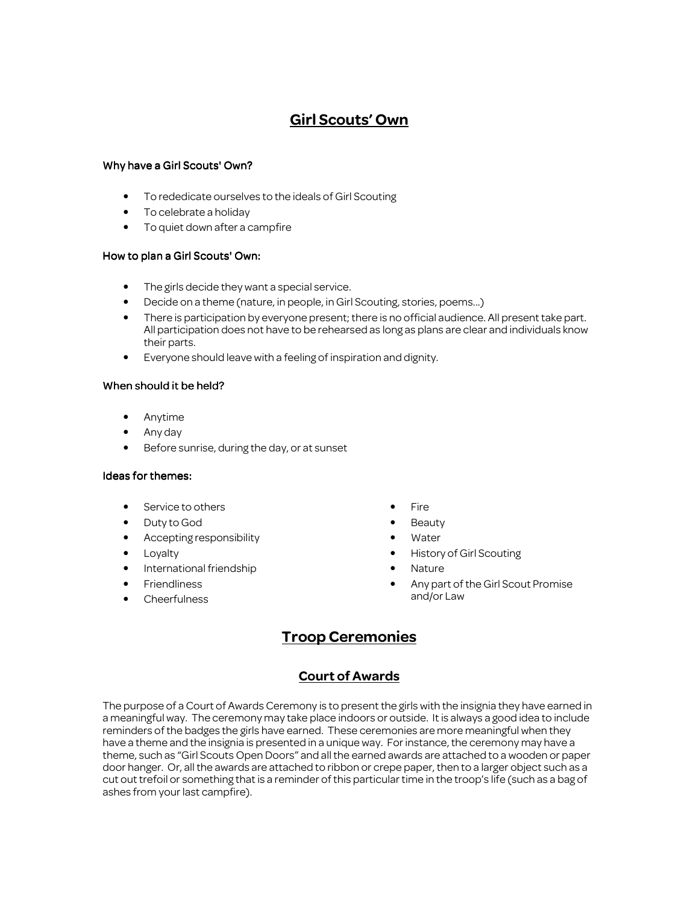# Girl Scouts' Own

### Why have a Girl Scouts' Own?

- To rededicate ourselves to the ideals of Girl Scouting
- To celebrate a holiday
- To quiet down after a campfire

### How to plan a Girl Scouts' Own:

- The girls decide they want a special service.
- Decide on a theme (nature, in people, in Girl Scouting, stories, poems...)
- There is participation by everyone present; there is no official audience. All present take part. All participation does not have to be rehearsed as long as plans are clear and individuals know their parts.
- Everyone should leave with a feeling of inspiration and dignity.

### When should it be held?

- Anytime
- Any day
- Before sunrise, during the day, or at sunset

### Ideas for themes:

- Service to others
- Duty to God
- Accepting responsibility
- Loyalty
- International friendship
- Friendliness
- Cheerfulness
- Fire
- Beauty
- Water
- History of Girl Scouting
- Nature
- Any part of the Girl Scout Promise and/or Law

# Troop Ceremonies

## Court of Awards

The purpose of a Court of Awards Ceremony is to present the girls with the insignia they have earned in a meaningful way. The ceremony may take place indoors or outside. It is always a good idea to include reminders of the badges the girls have earned. These ceremonies are more meaningful when they have a theme and the insignia is presented in a unique way. For instance, the ceremony may have a theme, such as "Girl Scouts Open Doors" and all the earned awards are attached to a wooden or paper door hanger. Or, all the awards are attached to ribbon or crepe paper, then to a larger object such as a cut out trefoil or something that is a reminder of this particular time in the troop's life (such as a bag of ashes from your last campfire).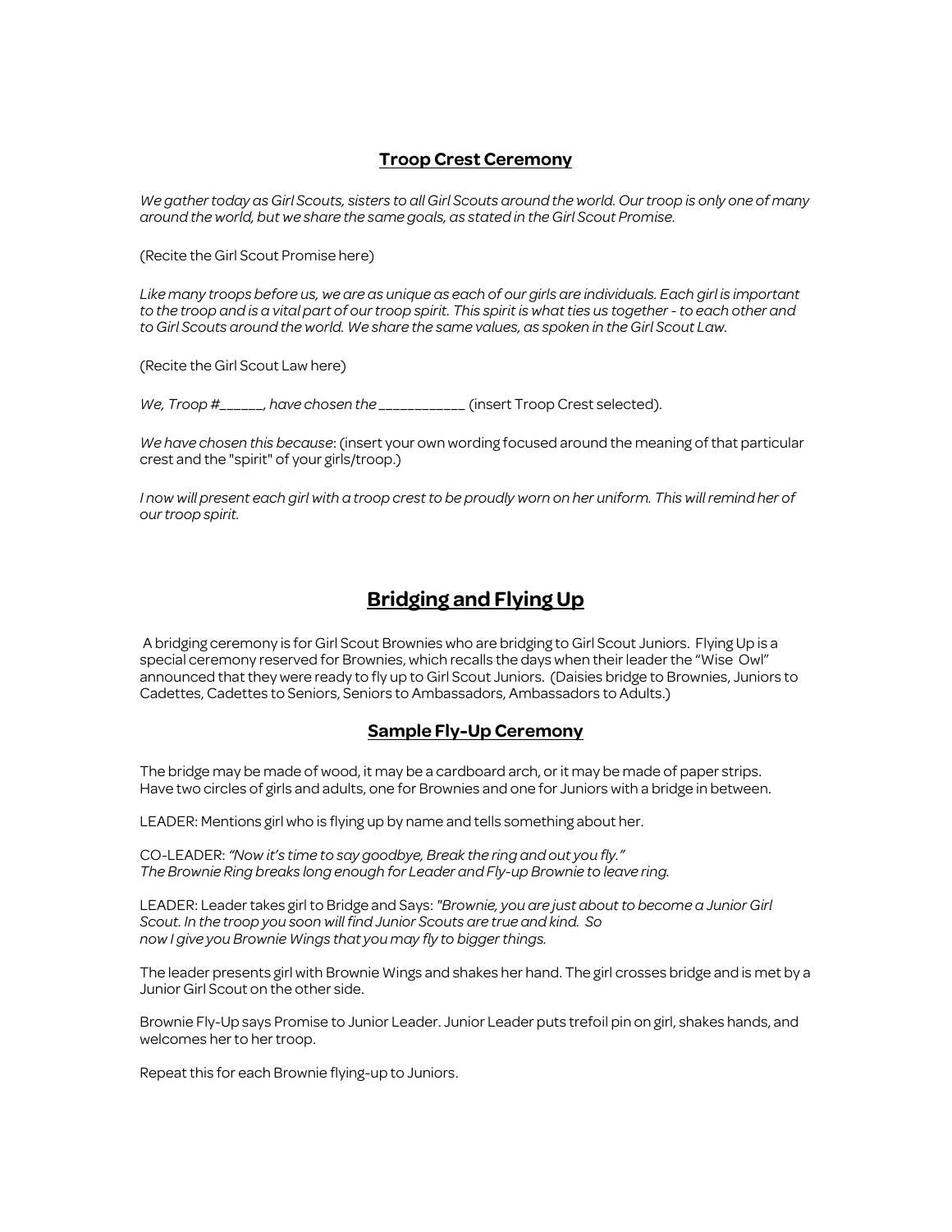## Troop Crest Ceremony

*We gather today as Girl Scouts, sisters to all Girl Scouts around the world. Our troop is only one of many around the world, but we share the same goals, as stated in the Girl Scout Promise.*

(Recite the Girl Scout Promise here)

*Like many troops before us, we are as unique as each of our girls are individuals. Each girl is important to the troop and is a vital part of our troop spirit. This spirit is what ties us together - to each other and to Girl Scouts around the world. We share the same values, as spoken in the Girl Scout Law.*

(Recite the Girl Scout Law here)

*We, Troop #______, have chosen the ___________* (insert Troop Crest selected).

*We have chosen this because*: (insert your own wording focused around the meaning of that particular crest and the "spirit" of your girls/troop.)

*I now will present each girl with a troop crest to be proudly worn on her uniform. This will remind her of our troop spirit.*

# Bridging and Flying Up

A bridging ceremony is for Girl Scout Brownies who are bridging to Girl Scout Juniors. Flying Up is a special ceremony reserved for Brownies, which recalls the days when their leader the "Wise Owl" announced that they were ready to fly up to Girl Scout Juniors. (Daisies bridge to Brownies, Juniors to Cadettes, Cadettes to Seniors, Seniors to Ambassadors, Ambassadors to Adults.)

## Sample Fly-Up Ceremony

The bridge may be made of wood, it may be a cardboard arch, or it may be made of paper strips. Have two circles of girls and adults, one for Brownies and one for Juniors with a bridge in between.

LEADER: Mentions girl who is flying up by name and tells something about her.

CO-LEADER: *"Now it's time to say goodbye, Break the ring and out you fly."*
*The Brownie Ring breaks long enough for Leader and Fly-up Brownie to leave ring.*

LEADER: Leader takes girl to Bridge and Says: *"Brownie, you are just about to become a Junior Girl Scout. In the troop you soon will find Junior Scouts are true and kind. So now I give you Brownie Wings that you may fly to bigger things.*

The leader presents girl with Brownie Wings and shakes her hand. The girl crosses bridge and is met by a Junior Girl Scout on the other side.

Brownie Fly-Up says Promise to Junior Leader. Junior Leader puts trefoil pin on girl, shakes hands, and welcomes her to her troop.

Repeat this for each Brownie flying-up to Juniors.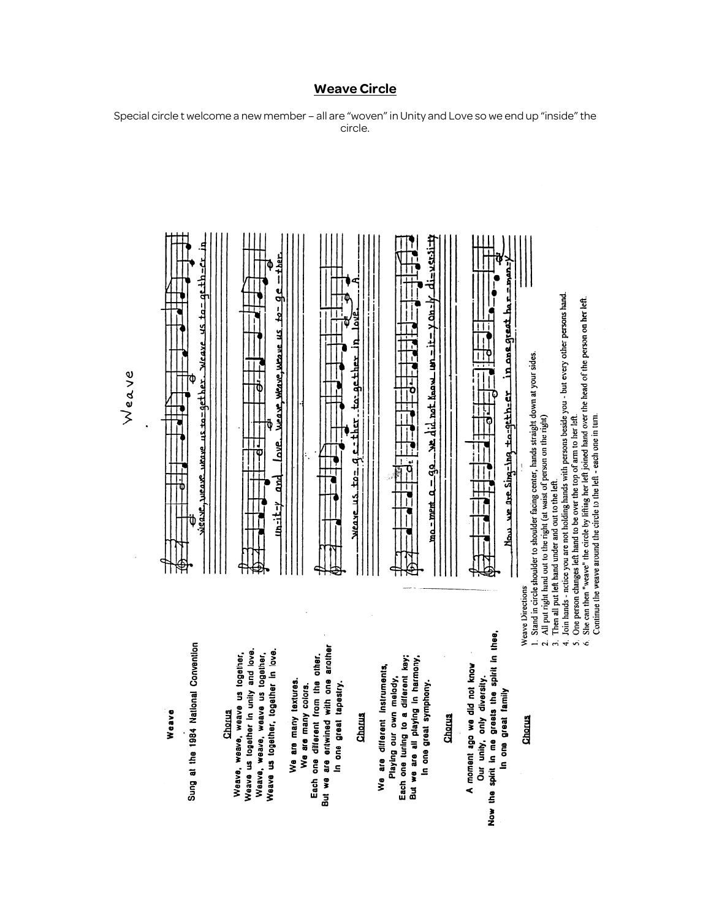## Weave Circle

Special circle t welcome a new member – all are "woven" in Unity and Love so we end up "inside" the circle.

### Weave

Sung at the 1984 National Convention

**Chorus**

Weave, weave, weave us together,
Weave us together in unity and love.
Weave, weave, weave us together,
Weave us together, together in love.

We are many textures.
We are many colors.
Each one different from the other.
But we are entwined with one another
In one great tapestry.

**Chorus**

We are different instruments,
Playing our own melody,
Each one tuning to a different key;
But we are all playing in harmony,
In one great symphony.

**Chorus**

A moment ago we did not know
Our unity, only diversity.
Now the spirit in me greets the spirit in thee,
In one great family

**Chorus**

Weave Directions:

1. Stand in circle shoulder to shoulder facing center, hands straight down at your sides.
2. All put right hand out to the right (at waist of person on the right)
3. Then all put left hand under and out to the left.
4. Join hands - notice you are not holding hands with persons beside you - but every other persons hand.
5. One person changes left hand to be over the top of arm to her left.
6. She can then "weave" the circle by lifting her left joined hand over the head of the person on her left. Continue the weave around the circle to the left - each one in turn.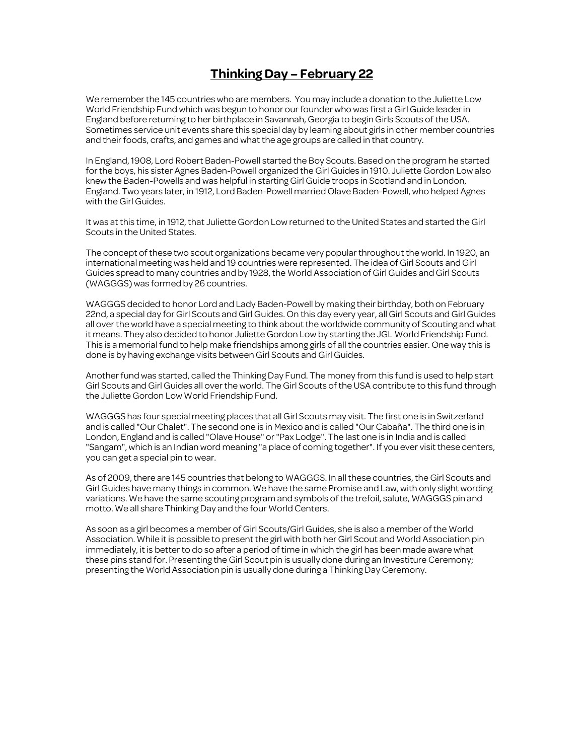# Thinking Day – February 22

We remember the 145 countries who are members. You may include a donation to the Juliette Low World Friendship Fund which was begun to honor our founder who was first a Girl Guide leader in England before returning to her birthplace in Savannah, Georgia to begin Girls Scouts of the USA. Sometimes service unit events share this special day by learning about girls in other member countries and their foods, crafts, and games and what the age groups are called in that country.

In England, 1908, Lord Robert Baden-Powell started the Boy Scouts. Based on the program he started for the boys, his sister Agnes Baden-Powell organized the Girl Guides in 1910. Juliette Gordon Low also knew the Baden-Powells and was helpful in starting Girl Guide troops in Scotland and in London, England. Two years later, in 1912, Lord Baden-Powell married Olave Baden-Powell, who helped Agnes with the Girl Guides.

It was at this time, in 1912, that Juliette Gordon Low returned to the United States and started the Girl Scouts in the United States.

The concept of these two scout organizations became very popular throughout the world. In 1920, an international meeting was held and 19 countries were represented. The idea of Girl Scouts and Girl Guides spread to many countries and by 1928, the World Association of Girl Guides and Girl Scouts (WAGGGS) was formed by 26 countries.

WAGGGS decided to honor Lord and Lady Baden-Powell by making their birthday, both on February 22nd, a special day for Girl Scouts and Girl Guides. On this day every year, all Girl Scouts and Girl Guides all over the world have a special meeting to think about the worldwide community of Scouting and what it means. They also decided to honor Juliette Gordon Low by starting the JGL World Friendship Fund. This is a memorial fund to help make friendships among girls of all the countries easier. One way this is done is by having exchange visits between Girl Scouts and Girl Guides.

Another fund was started, called the Thinking Day Fund. The money from this fund is used to help start Girl Scouts and Girl Guides all over the world. The Girl Scouts of the USA contribute to this fund through the Juliette Gordon Low World Friendship Fund.

WAGGGS has four special meeting places that all Girl Scouts may visit. The first one is in Switzerland and is called "Our Chalet". The second one is in Mexico and is called "Our Cabaña". The third one is in London, England and is called "Olave House" or "Pax Lodge". The last one is in India and is called "Sangam", which is an Indian word meaning "a place of coming together". If you ever visit these centers, you can get a special pin to wear.

As of 2009, there are 145 countries that belong to WAGGGS. In all these countries, the Girl Scouts and Girl Guides have many things in common. We have the same Promise and Law, with only slight wording variations. We have the same scouting program and symbols of the trefoil, salute, WAGGGS pin and motto. We all share Thinking Day and the four World Centers.

As soon as a girl becomes a member of Girl Scouts/Girl Guides, she is also a member of the World Association. While it is possible to present the girl with both her Girl Scout and World Association pin immediately, it is better to do so after a period of time in which the girl has been made aware what these pins stand for. Presenting the Girl Scout pin is usually done during an Investiture Ceremony; presenting the World Association pin is usually done during a Thinking Day Ceremony.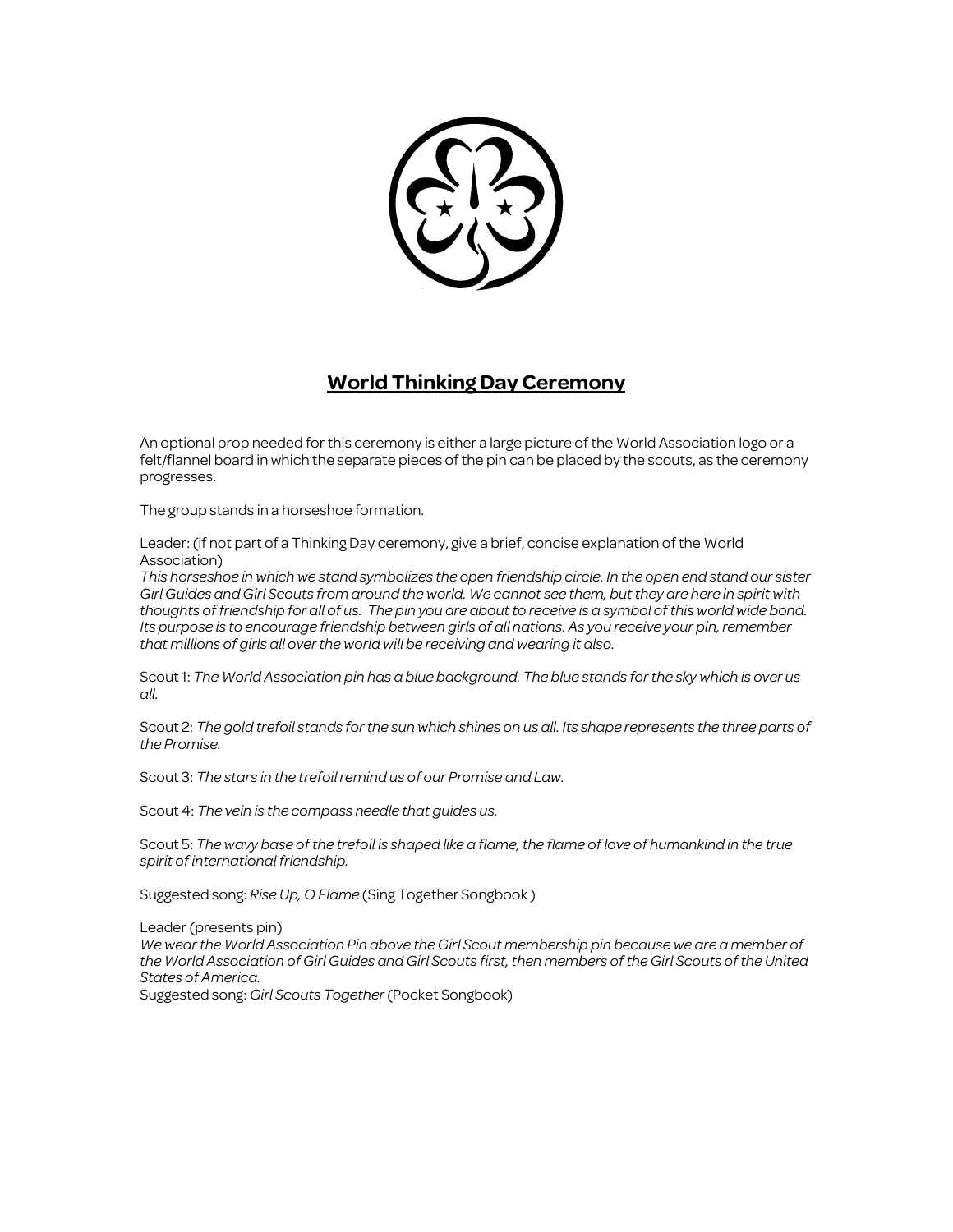## World Thinking Day Ceremony

An optional prop needed for this ceremony is either a large picture of the World Association logo or a felt/flannel board in which the separate pieces of the pin can be placed by the scouts, as the ceremony progresses.

The group stands in a horseshoe formation.

Leader: (if not part of a Thinking Day ceremony, give a brief, concise explanation of the World Association)
*This horseshoe in which we stand symbolizes the open friendship circle. In the open end stand our sister Girl Guides and Girl Scouts from around the world. We cannot see them, but they are here in spirit with thoughts of friendship for all of us. The pin you are about to receive is a symbol of this world wide bond. Its purpose is to encourage friendship between girls of all nations. As you receive your pin, remember that millions of girls all over the world will be receiving and wearing it also.*

Scout 1: *The World Association pin has a blue background. The blue stands for the sky which is over us all.*

Scout 2: *The gold trefoil stands for the sun which shines on us all. Its shape represents the three parts of the Promise.*

Scout 3: *The stars in the trefoil remind us of our Promise and Law.*

Scout 4: *The vein is the compass needle that guides us.*

Scout 5: *The wavy base of the trefoil is shaped like a flame, the flame of love of humankind in the true spirit of international friendship.*

Suggested song: *Rise Up, O Flame* (Sing Together Songbook )

Leader (presents pin)
*We wear the World Association Pin above the Girl Scout membership pin because we are a member of the World Association of Girl Guides and Girl Scouts first, then members of the Girl Scouts of the United States of America.*
Suggested song: *Girl Scouts Together* (Pocket Songbook)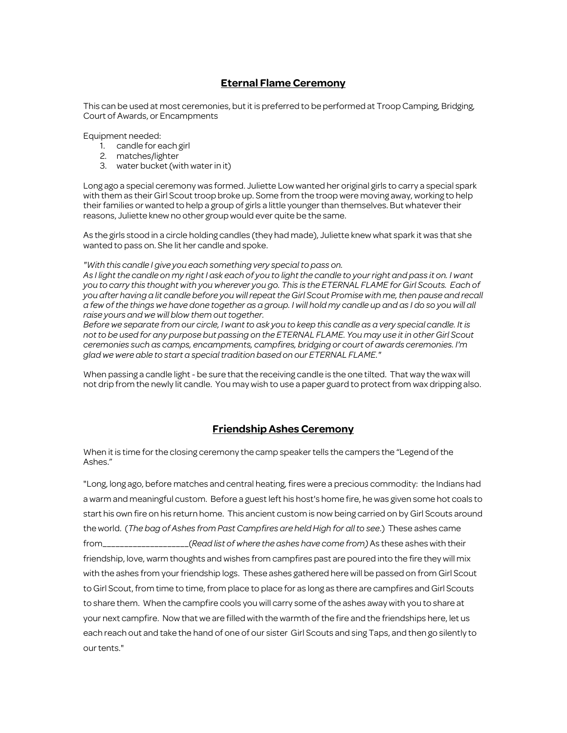## Eternal Flame Ceremony

This can be used at most ceremonies, but it is preferred to be performed at Troop Camping, Bridging, Court of Awards, or Encampments

Equipment needed:

1. candle for each girl
2. matches/lighter
3. water bucket (with water in it)

Long ago a special ceremony was formed. Juliette Low wanted her original girls to carry a special spark with them as their Girl Scout troop broke up. Some from the troop were moving away, working to help their families or wanted to help a group of girls a little younger than themselves. But whatever their reasons, Juliette knew no other group would ever quite be the same.

As the girls stood in a circle holding candles (they had made), Juliette knew what spark it was that she wanted to pass on. She lit her candle and spoke.

*"With this candle I give you each something very special to pass on.*
*As I light the candle on my right I ask each of you to light the candle to your right and pass it on. I want you to carry this thought with you wherever you go. This is the ETERNAL FLAME for Girl Scouts. Each of you after having a lit candle before you will repeat the Girl Scout Promise with me, then pause and recall a few of the things we have done together as a group. I will hold my candle up and as I do so you will all raise yours and we will blow them out together.*
*Before we separate from our circle, I want to ask you to keep this candle as a very special candle. It is not to be used for any purpose but passing on the ETERNAL FLAME. You may use it in other Girl Scout ceremonies such as camps, encampments, campfires, bridging or court of awards ceremonies. I'm glad we were able to start a special tradition based on our ETERNAL FLAME."*

When passing a candle light - be sure that the receiving candle is the one tilted. That way the wax will not drip from the newly lit candle. You may wish to use a paper guard to protect from wax dripping also.

## Friendship Ashes Ceremony

When it is time for the closing ceremony the camp speaker tells the campers the "Legend of the Ashes."

"Long, long ago, before matches and central heating, fires were a precious commodity: the Indians had a warm and meaningful custom. Before a guest left his host's home fire, he was given some hot coals to start his own fire on his return home. This ancient custom is now being carried on by Girl Scouts around the world. (*The bag of Ashes from Past Campfires are held High for all to see*.) These ashes came from___________________(*Read list of where the ashes have come from)* As these ashes with their friendship, love, warm thoughts and wishes from campfires past are poured into the fire they will mix with the ashes from your friendship logs. These ashes gathered here will be passed on from Girl Scout to Girl Scout, from time to time, from place to place for as long as there are campfires and Girl Scouts to share them. When the campfire cools you will carry some of the ashes away with you to share at your next campfire. Now that we are filled with the warmth of the fire and the friendships here, let us each reach out and take the hand of one of our sister Girl Scouts and sing Taps, and then go silently to our tents."